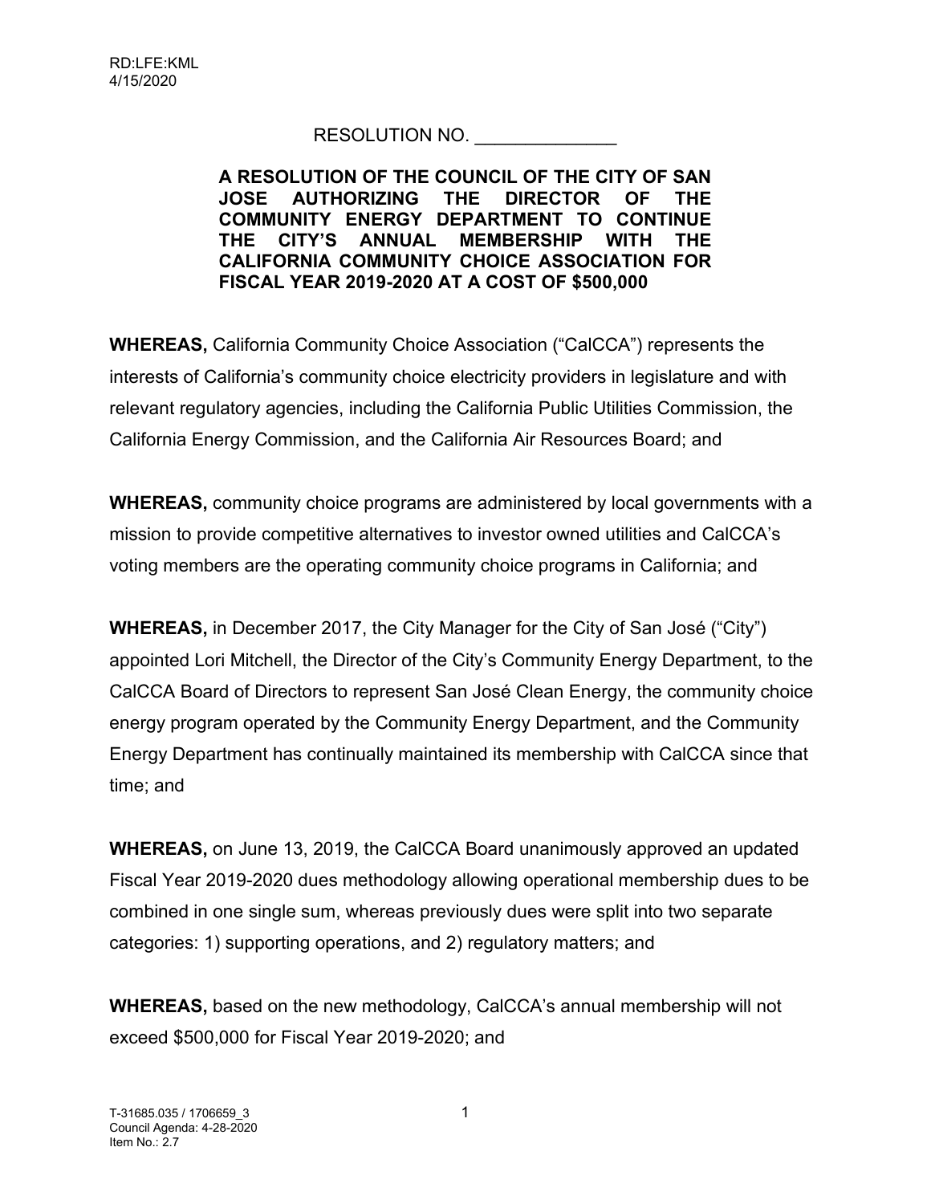RD:LFE:KML
4/15/2020

RESOLUTION NO. ______________

**A RESOLUTION OF THE COUNCIL OF THE CITY OF SAN JOSE AUTHORIZING THE DIRECTOR OF THE COMMUNITY ENERGY DEPARTMENT TO CONTINUE THE CITY'S ANNUAL MEMBERSHIP WITH THE CALIFORNIA COMMUNITY CHOICE ASSOCIATION FOR FISCAL YEAR 2019-2020 AT A COST OF $500,000**

**WHEREAS,** California Community Choice Association ("CalCCA") represents the interests of California's community choice electricity providers in legislature and with relevant regulatory agencies, including the California Public Utilities Commission, the California Energy Commission, and the California Air Resources Board; and

**WHEREAS,** community choice programs are administered by local governments with a mission to provide competitive alternatives to investor owned utilities and CalCCA's voting members are the operating community choice programs in California; and

**WHEREAS,** in December 2017, the City Manager for the City of San José ("City") appointed Lori Mitchell, the Director of the City's Community Energy Department, to the CalCCA Board of Directors to represent San José Clean Energy, the community choice energy program operated by the Community Energy Department, and the Community Energy Department has continually maintained its membership with CalCCA since that time; and

**WHEREAS,** on June 13, 2019, the CalCCA Board unanimously approved an updated Fiscal Year 2019-2020 dues methodology allowing operational membership dues to be combined in one single sum, whereas previously dues were split into two separate categories: 1) supporting operations, and 2) regulatory matters; and

**WHEREAS,** based on the new methodology, CalCCA's annual membership will not exceed $500,000 for Fiscal Year 2019-2020; and

T-31685.035 / 1706659_3
Council Agenda: 4-28-2020
Item No.: 2.7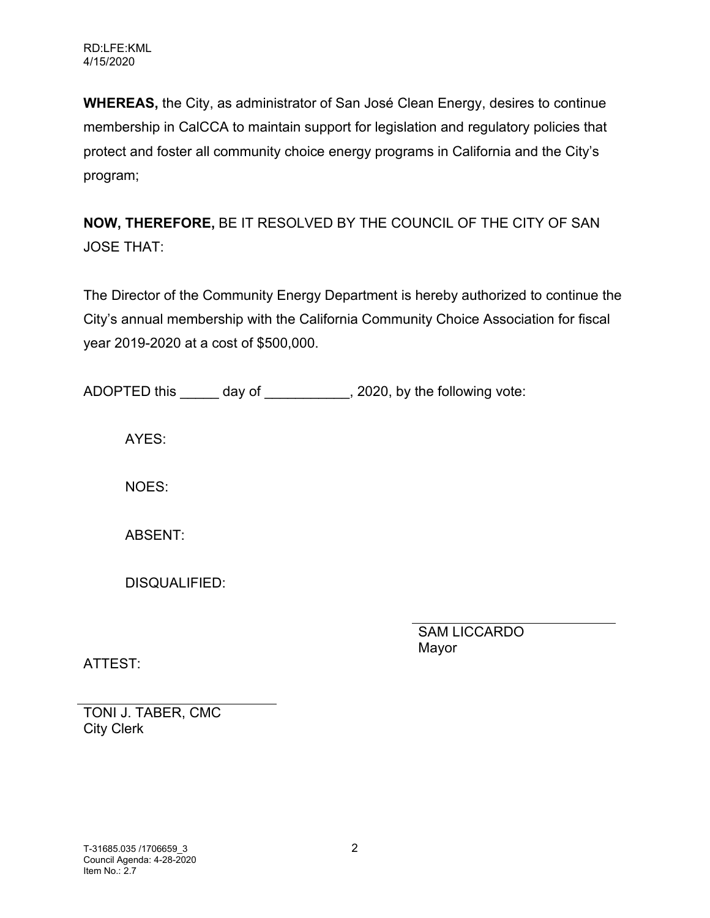RD:LFE:KML
4/15/2020

**WHEREAS,** the City, as administrator of San José Clean Energy, desires to continue membership in CalCCA to maintain support for legislation and regulatory policies that protect and foster all community choice energy programs in California and the City's program;

**NOW, THEREFORE,** BE IT RESOLVED BY THE COUNCIL OF THE CITY OF SAN JOSE THAT:

The Director of the Community Energy Department is hereby authorized to continue the City's annual membership with the California Community Choice Association for fiscal year 2019-2020 at a cost of $500,000.

ADOPTED this _____ day of ___________, 2020, by the following vote:

AYES:

NOES:

ABSENT:

DISQUALIFIED:

SAM LICCARDO
Mayor

ATTEST:

TONI J. TABER, CMC
City Clerk

T-31685.035 /1706659_3
Council Agenda: 4-28-2020
Item No.: 2.7